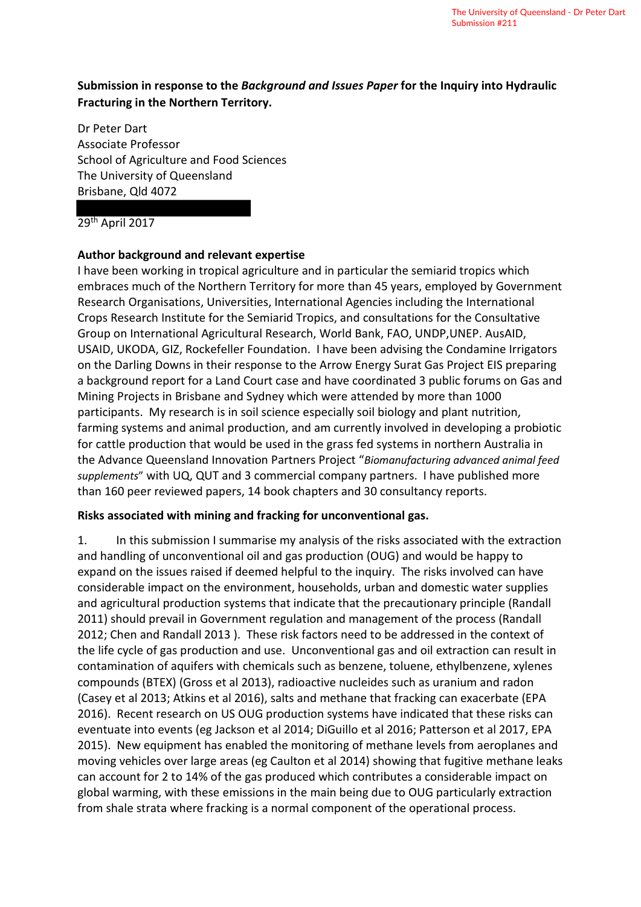**Submission in response to the *Background and Issues Paper* for the Inquiry into Hydraulic Fracturing in the Northern Territory.**

Dr Peter Dart
Associate Professor
School of Agriculture and Food Sciences
The University of Queensland
Brisbane, Qld 4072

29th April 2017

**Author background and relevant expertise**

I have been working in tropical agriculture and in particular the semiarid tropics which embraces much of the Northern Territory for more than 45 years, employed by Government Research Organisations, Universities, International Agencies including the International Crops Research Institute for the Semiarid Tropics, and consultations for the Consultative Group on International Agricultural Research, World Bank, FAO, UNDP,UNEP. AusAID, USAID, UKODA, GIZ, Rockefeller Foundation. I have been advising the Condamine Irrigators on the Darling Downs in their response to the Arrow Energy Surat Gas Project EIS preparing a background report for a Land Court case and have coordinated 3 public forums on Gas and Mining Projects in Brisbane and Sydney which were attended by more than 1000 participants. My research is in soil science especially soil biology and plant nutrition, farming systems and animal production, and am currently involved in developing a probiotic for cattle production that would be used in the grass fed systems in northern Australia in the Advance Queensland Innovation Partners Project "*Biomanufacturing advanced animal feed supplements*" with UQ, QUT and 3 commercial company partners. I have published more than 160 peer reviewed papers, 14 book chapters and 30 consultancy reports.

**Risks associated with mining and fracking for unconventional gas.**

1. In this submission I summarise my analysis of the risks associated with the extraction and handling of unconventional oil and gas production (OUG) and would be happy to expand on the issues raised if deemed helpful to the inquiry. The risks involved can have considerable impact on the environment, households, urban and domestic water supplies and agricultural production systems that indicate that the precautionary principle (Randall 2011) should prevail in Government regulation and management of the process (Randall 2012; Chen and Randall 2013 ). These risk factors need to be addressed in the context of the life cycle of gas production and use. Unconventional gas and oil extraction can result in contamination of aquifers with chemicals such as benzene, toluene, ethylbenzene, xylenes compounds (BTEX) (Gross et al 2013), radioactive nucleides such as uranium and radon (Casey et al 2013; Atkins et al 2016), salts and methane that fracking can exacerbate (EPA 2016). Recent research on US OUG production systems have indicated that these risks can eventuate into events (eg Jackson et al 2014; DiGuillo et al 2016; Patterson et al 2017, EPA 2015). New equipment has enabled the monitoring of methane levels from aeroplanes and moving vehicles over large areas (eg Caulton et al 2014) showing that fugitive methane leaks can account for 2 to 14% of the gas produced which contributes a considerable impact on global warming, with these emissions in the main being due to OUG particularly extraction from shale strata where fracking is a normal component of the operational process.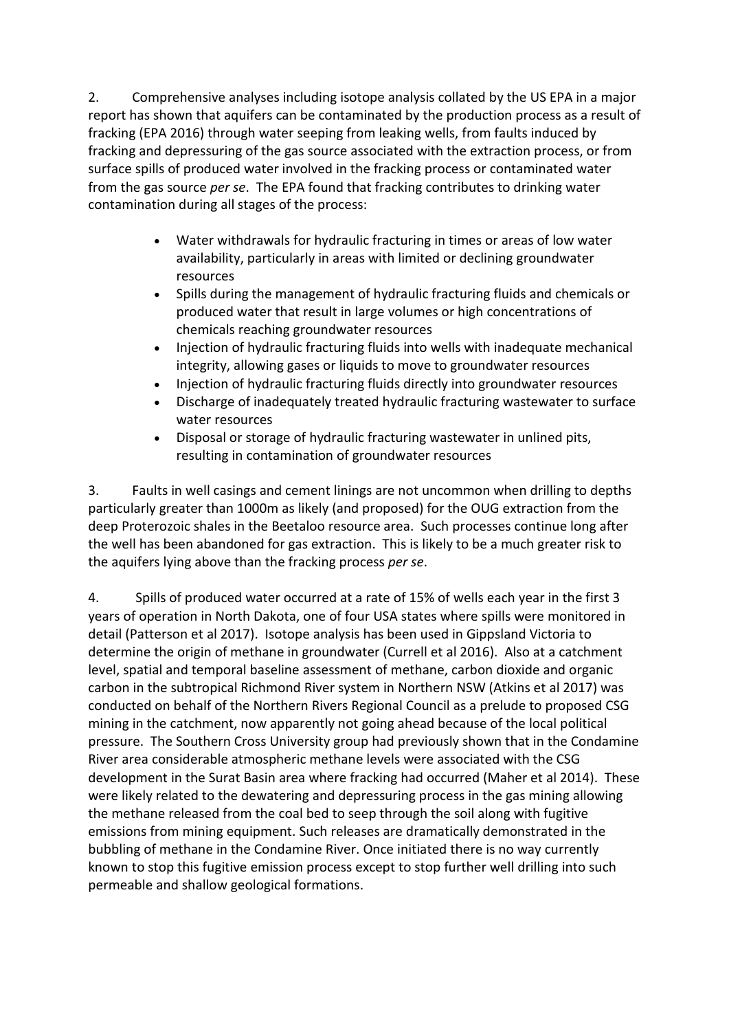2. Comprehensive analyses including isotope analysis collated by the US EPA in a major report has shown that aquifers can be contaminated by the production process as a result of fracking (EPA 2016) through water seeping from leaking wells, from faults induced by fracking and depressuring of the gas source associated with the extraction process, or from surface spills of produced water involved in the fracking process or contaminated water from the gas source *per se*. The EPA found that fracking contributes to drinking water contamination during all stages of the process:

- Water withdrawals for hydraulic fracturing in times or areas of low water availability, particularly in areas with limited or declining groundwater resources
- Spills during the management of hydraulic fracturing fluids and chemicals or produced water that result in large volumes or high concentrations of chemicals reaching groundwater resources
- Injection of hydraulic fracturing fluids into wells with inadequate mechanical integrity, allowing gases or liquids to move to groundwater resources
- Injection of hydraulic fracturing fluids directly into groundwater resources
- Discharge of inadequately treated hydraulic fracturing wastewater to surface water resources
- Disposal or storage of hydraulic fracturing wastewater in unlined pits, resulting in contamination of groundwater resources

3. Faults in well casings and cement linings are not uncommon when drilling to depths particularly greater than 1000m as likely (and proposed) for the OUG extraction from the deep Proterozoic shales in the Beetaloo resource area. Such processes continue long after the well has been abandoned for gas extraction. This is likely to be a much greater risk to the aquifers lying above than the fracking process *per se*.

4. Spills of produced water occurred at a rate of 15% of wells each year in the first 3 years of operation in North Dakota, one of four USA states where spills were monitored in detail (Patterson et al 2017). Isotope analysis has been used in Gippsland Victoria to determine the origin of methane in groundwater (Currell et al 2016). Also at a catchment level, spatial and temporal baseline assessment of methane, carbon dioxide and organic carbon in the subtropical Richmond River system in Northern NSW (Atkins et al 2017) was conducted on behalf of the Northern Rivers Regional Council as a prelude to proposed CSG mining in the catchment, now apparently not going ahead because of the local political pressure. The Southern Cross University group had previously shown that in the Condamine River area considerable atmospheric methane levels were associated with the CSG development in the Surat Basin area where fracking had occurred (Maher et al 2014). These were likely related to the dewatering and depressuring process in the gas mining allowing the methane released from the coal bed to seep through the soil along with fugitive emissions from mining equipment. Such releases are dramatically demonstrated in the bubbling of methane in the Condamine River. Once initiated there is no way currently known to stop this fugitive emission process except to stop further well drilling into such permeable and shallow geological formations.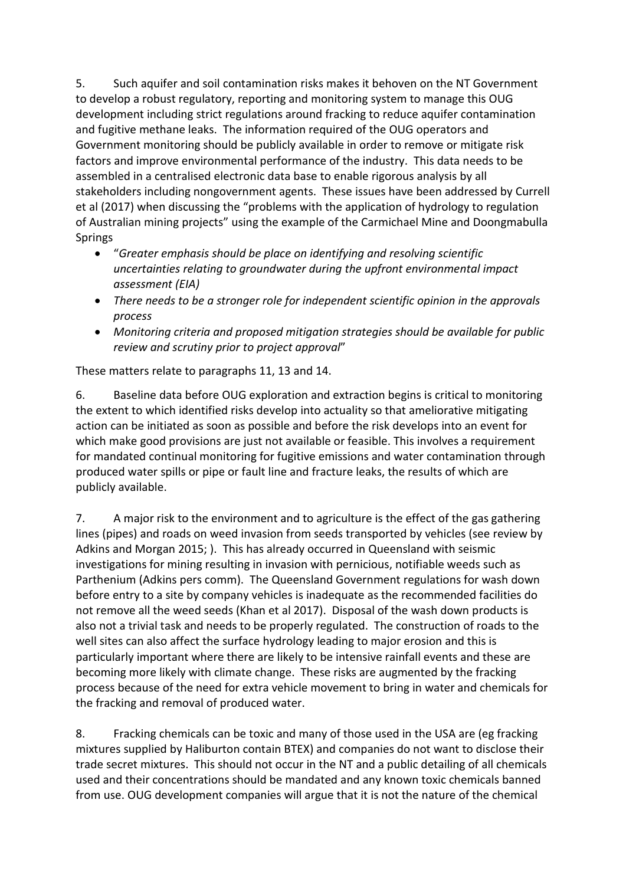5. Such aquifer and soil contamination risks makes it behoven on the NT Government to develop a robust regulatory, reporting and monitoring system to manage this OUG development including strict regulations around fracking to reduce aquifer contamination and fugitive methane leaks. The information required of the OUG operators and Government monitoring should be publicly available in order to remove or mitigate risk factors and improve environmental performance of the industry. This data needs to be assembled in a centralised electronic data base to enable rigorous analysis by all stakeholders including nongovernment agents. These issues have been addressed by Currell et al (2017) when discussing the "problems with the application of hydrology to regulation of Australian mining projects" using the example of the Carmichael Mine and Doongmabulla Springs

- "*Greater emphasis should be place on identifying and resolving scientific uncertainties relating to groundwater during the upfront environmental impact assessment (EIA)*
- *There needs to be a stronger role for independent scientific opinion in the approvals process*
- *Monitoring criteria and proposed mitigation strategies should be available for public review and scrutiny prior to project approval*"

These matters relate to paragraphs 11, 13 and 14.

6. Baseline data before OUG exploration and extraction begins is critical to monitoring the extent to which identified risks develop into actuality so that ameliorative mitigating action can be initiated as soon as possible and before the risk develops into an event for which make good provisions are just not available or feasible. This involves a requirement for mandated continual monitoring for fugitive emissions and water contamination through produced water spills or pipe or fault line and fracture leaks, the results of which are publicly available.

7. A major risk to the environment and to agriculture is the effect of the gas gathering lines (pipes) and roads on weed invasion from seeds transported by vehicles (see review by Adkins and Morgan 2015; ). This has already occurred in Queensland with seismic investigations for mining resulting in invasion with pernicious, notifiable weeds such as Parthenium (Adkins pers comm). The Queensland Government regulations for wash down before entry to a site by company vehicles is inadequate as the recommended facilities do not remove all the weed seeds (Khan et al 2017). Disposal of the wash down products is also not a trivial task and needs to be properly regulated. The construction of roads to the well sites can also affect the surface hydrology leading to major erosion and this is particularly important where there are likely to be intensive rainfall events and these are becoming more likely with climate change. These risks are augmented by the fracking process because of the need for extra vehicle movement to bring in water and chemicals for the fracking and removal of produced water.

8. Fracking chemicals can be toxic and many of those used in the USA are (eg fracking mixtures supplied by Haliburton contain BTEX) and companies do not want to disclose their trade secret mixtures. This should not occur in the NT and a public detailing of all chemicals used and their concentrations should be mandated and any known toxic chemicals banned from use. OUG development companies will argue that it is not the nature of the chemical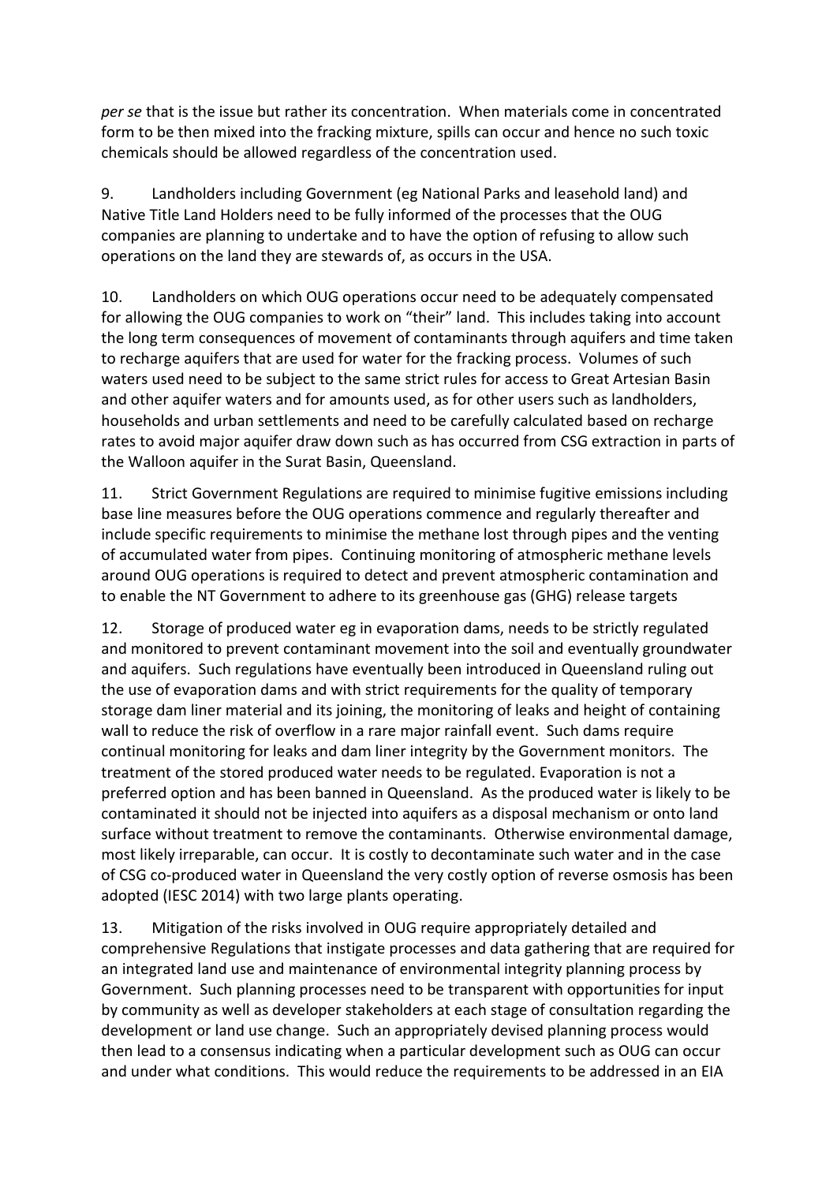*per se* that is the issue but rather its concentration. When materials come in concentrated form to be then mixed into the fracking mixture, spills can occur and hence no such toxic chemicals should be allowed regardless of the concentration used.

9. Landholders including Government (eg National Parks and leasehold land) and Native Title Land Holders need to be fully informed of the processes that the OUG companies are planning to undertake and to have the option of refusing to allow such operations on the land they are stewards of, as occurs in the USA.

10. Landholders on which OUG operations occur need to be adequately compensated for allowing the OUG companies to work on "their" land. This includes taking into account the long term consequences of movement of contaminants through aquifers and time taken to recharge aquifers that are used for water for the fracking process. Volumes of such waters used need to be subject to the same strict rules for access to Great Artesian Basin and other aquifer waters and for amounts used, as for other users such as landholders, households and urban settlements and need to be carefully calculated based on recharge rates to avoid major aquifer draw down such as has occurred from CSG extraction in parts of the Walloon aquifer in the Surat Basin, Queensland.

11. Strict Government Regulations are required to minimise fugitive emissions including base line measures before the OUG operations commence and regularly thereafter and include specific requirements to minimise the methane lost through pipes and the venting of accumulated water from pipes. Continuing monitoring of atmospheric methane levels around OUG operations is required to detect and prevent atmospheric contamination and to enable the NT Government to adhere to its greenhouse gas (GHG) release targets

12. Storage of produced water eg in evaporation dams, needs to be strictly regulated and monitored to prevent contaminant movement into the soil and eventually groundwater and aquifers. Such regulations have eventually been introduced in Queensland ruling out the use of evaporation dams and with strict requirements for the quality of temporary storage dam liner material and its joining, the monitoring of leaks and height of containing wall to reduce the risk of overflow in a rare major rainfall event. Such dams require continual monitoring for leaks and dam liner integrity by the Government monitors. The treatment of the stored produced water needs to be regulated. Evaporation is not a preferred option and has been banned in Queensland. As the produced water is likely to be contaminated it should not be injected into aquifers as a disposal mechanism or onto land surface without treatment to remove the contaminants. Otherwise environmental damage, most likely irreparable, can occur. It is costly to decontaminate such water and in the case of CSG co-produced water in Queensland the very costly option of reverse osmosis has been adopted (IESC 2014) with two large plants operating.

13. Mitigation of the risks involved in OUG require appropriately detailed and comprehensive Regulations that instigate processes and data gathering that are required for an integrated land use and maintenance of environmental integrity planning process by Government. Such planning processes need to be transparent with opportunities for input by community as well as developer stakeholders at each stage of consultation regarding the development or land use change. Such an appropriately devised planning process would then lead to a consensus indicating when a particular development such as OUG can occur and under what conditions. This would reduce the requirements to be addressed in an EIA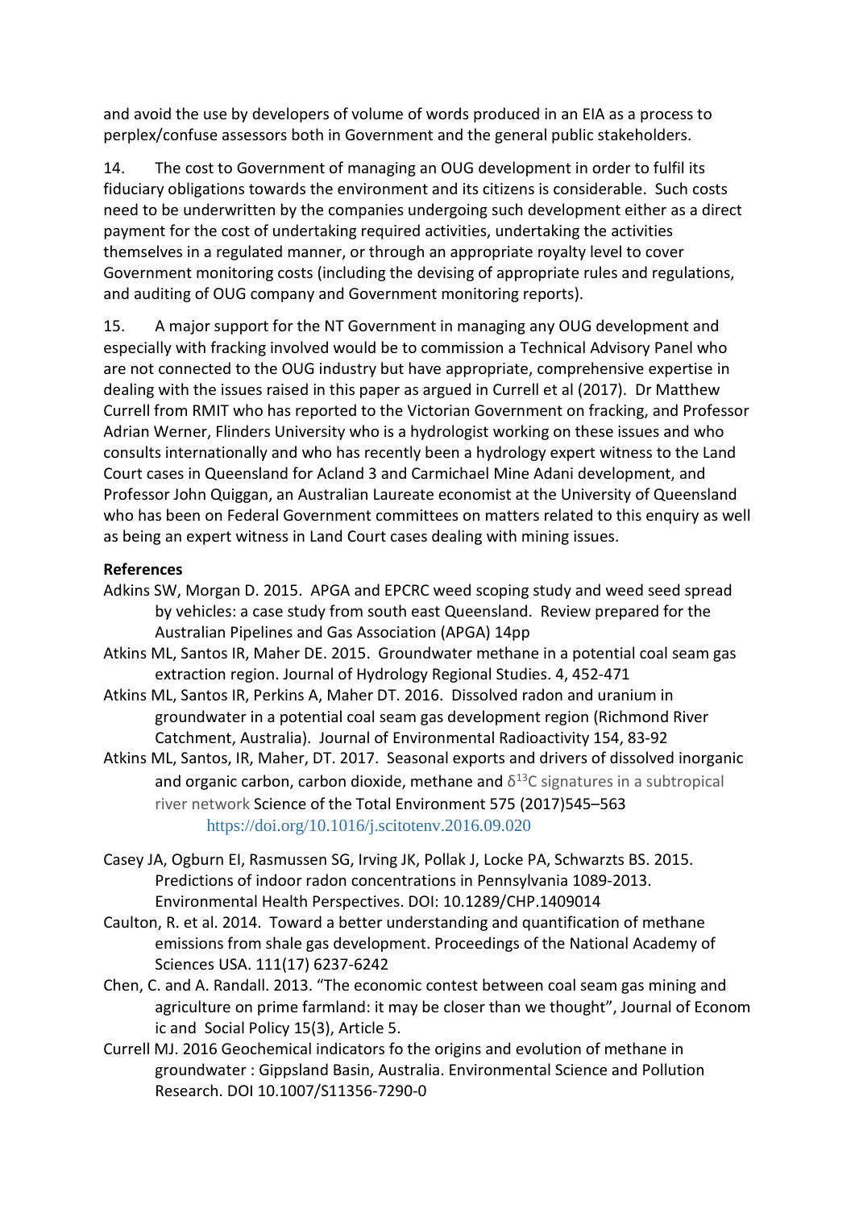and avoid the use by developers of volume of words produced in an EIA as a process to perplex/confuse assessors both in Government and the general public stakeholders.

14. The cost to Government of managing an OUG development in order to fulfil its fiduciary obligations towards the environment and its citizens is considerable. Such costs need to be underwritten by the companies undergoing such development either as a direct payment for the cost of undertaking required activities, undertaking the activities themselves in a regulated manner, or through an appropriate royalty level to cover Government monitoring costs (including the devising of appropriate rules and regulations, and auditing of OUG company and Government monitoring reports).

15. A major support for the NT Government in managing any OUG development and especially with fracking involved would be to commission a Technical Advisory Panel who are not connected to the OUG industry but have appropriate, comprehensive expertise in dealing with the issues raised in this paper as argued in Currell et al (2017). Dr Matthew Currell from RMIT who has reported to the Victorian Government on fracking, and Professor Adrian Werner, Flinders University who is a hydrologist working on these issues and who consults internationally and who has recently been a hydrology expert witness to the Land Court cases in Queensland for Acland 3 and Carmichael Mine Adani development, and Professor John Quiggan, an Australian Laureate economist at the University of Queensland who has been on Federal Government committees on matters related to this enquiry as well as being an expert witness in Land Court cases dealing with mining issues.

**References**

Adkins SW, Morgan D. 2015. APGA and EPCRC weed scoping study and weed seed spread by vehicles: a case study from south east Queensland. Review prepared for the Australian Pipelines and Gas Association (APGA) 14pp

Atkins ML, Santos IR, Maher DE. 2015. Groundwater methane in a potential coal seam gas extraction region. Journal of Hydrology Regional Studies. 4, 452-471

Atkins ML, Santos IR, Perkins A, Maher DT. 2016. Dissolved radon and uranium in groundwater in a potential coal seam gas development region (Richmond River Catchment, Australia). Journal of Environmental Radioactivity 154, 83-92

Atkins ML, Santos, IR, Maher, DT. 2017. Seasonal exports and drivers of dissolved inorganic and organic carbon, carbon dioxide, methane and $\delta^{13}C$ signatures in a subtropical river network Science of the Total Environment 575 (2017)545–563 https://doi.org/10.1016/j.scitotenv.2016.09.020

Casey JA, Ogburn EI, Rasmussen SG, Irving JK, Pollak J, Locke PA, Schwartzs BS. 2015. Predictions of indoor radon concentrations in Pennsylvania 1089-2013. Environmental Health Perspectives. DOI: 10.1289/CHP.1409014

Caulton, R. et al. 2014. Toward a better understanding and quantification of methane emissions from shale gas development. Proceedings of the National Academy of Sciences USA. 111(17) 6237-6242

Chen, C. and A. Randall. 2013. "The economic contest between coal seam gas mining and agriculture on prime farmland: it may be closer than we thought", Journal of Econom ic and Social Policy 15(3), Article 5.

Currell MJ. 2016 Geochemical indicators fo the origins and evolution of methane in groundwater : Gippsland Basin, Australia. Environmental Science and Pollution Research. DOI 10.1007/S11356-7290-0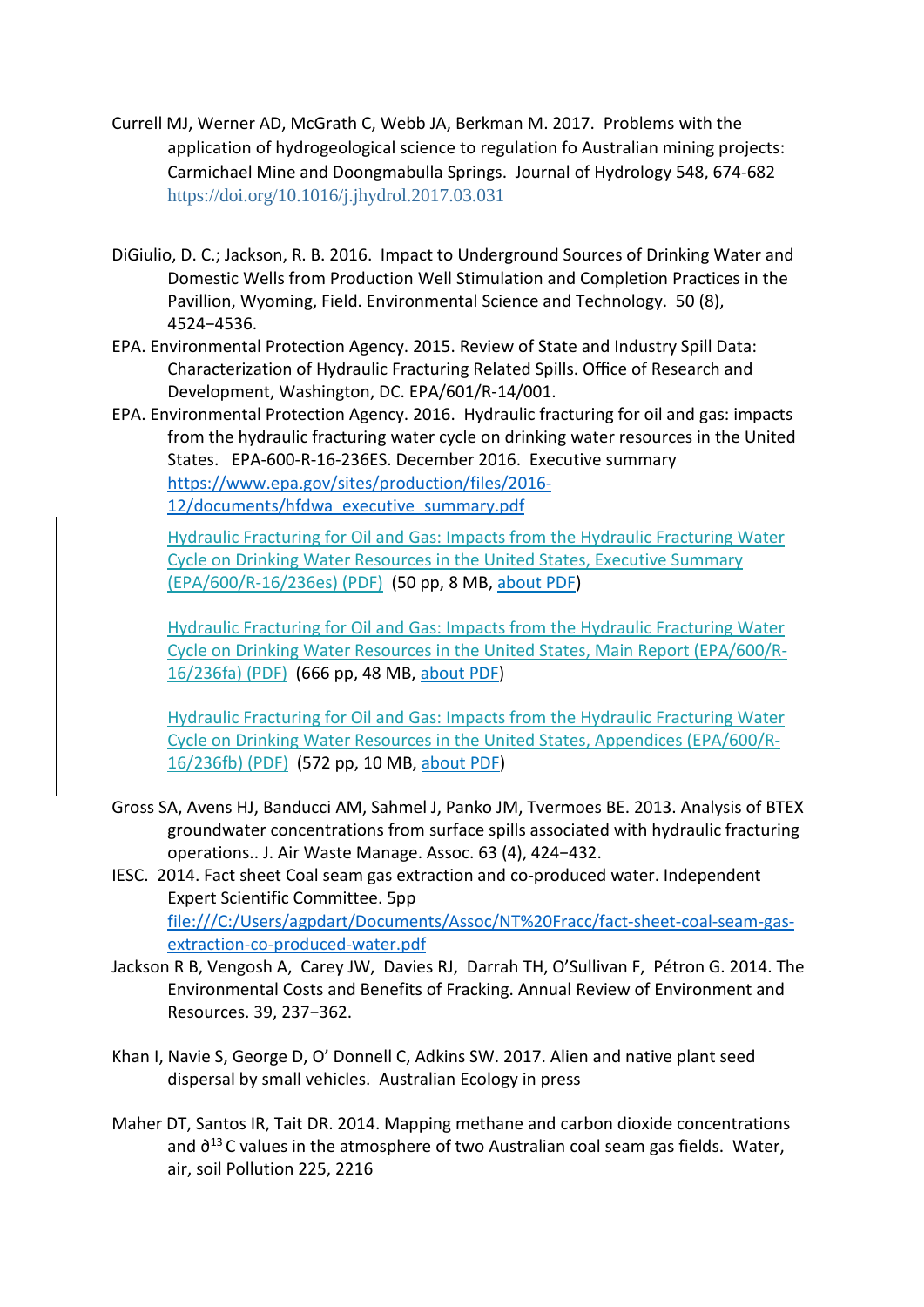Currell MJ, Werner AD, McGrath C, Webb JA, Berkman M. 2017. Problems with the application of hydrogeological science to regulation fo Australian mining projects: Carmichael Mine and Doongmabulla Springs. Journal of Hydrology 548, 674-682 https://doi.org/10.1016/j.jhydrol.2017.03.031

DiGiulio, D. C.; Jackson, R. B. 2016. Impact to Underground Sources of Drinking Water and Domestic Wells from Production Well Stimulation and Completion Practices in the Pavillion, Wyoming, Field. Environmental Science and Technology. 50 (8), 4524−4536.

EPA. Environmental Protection Agency. 2015. Review of State and Industry Spill Data: Characterization of Hydraulic Fracturing Related Spills. Office of Research and Development, Washington, DC. EPA/601/R-14/001.

EPA. Environmental Protection Agency. 2016. Hydraulic fracturing for oil and gas: impacts from the hydraulic fracturing water cycle on drinking water resources in the United States. EPA-600-R-16-236ES. December 2016. Executive summary https://www.epa.gov/sites/production/files/2016-12/documents/hfdwa_executive_summary.pdf

Hydraulic Fracturing for Oil and Gas: Impacts from the Hydraulic Fracturing Water Cycle on Drinking Water Resources in the United States, Executive Summary (EPA/600/R-16/236es) (PDF) (50 pp, 8 MB, about PDF)

Hydraulic Fracturing for Oil and Gas: Impacts from the Hydraulic Fracturing Water Cycle on Drinking Water Resources in the United States, Main Report (EPA/600/R-16/236fa) (PDF) (666 pp, 48 MB, about PDF)

Hydraulic Fracturing for Oil and Gas: Impacts from the Hydraulic Fracturing Water Cycle on Drinking Water Resources in the United States, Appendices (EPA/600/R-16/236fb) (PDF) (572 pp, 10 MB, about PDF)

Gross SA, Avens HJ, Banducci AM, Sahmel J, Panko JM, Tvermoes BE. 2013. Analysis of BTEX groundwater concentrations from surface spills associated with hydraulic fracturing operations.. J. Air Waste Manage. Assoc. 63 (4), 424−432.

IESC. 2014. Fact sheet Coal seam gas extraction and co-produced water. Independent Expert Scientific Committee. 5pp file:///C:/Users/agpdart/Documents/Assoc/NT%20Fracc/fact-sheet-coal-seam-gas-extraction-co-produced-water.pdf

Jackson R B, Vengosh A, Carey JW, Davies RJ, Darrah TH, O'Sullivan F, Pétron G. 2014. The Environmental Costs and Benefits of Fracking. Annual Review of Environment and Resources. 39, 237−362.

Khan I, Navie S, George D, O' Donnell C, Adkins SW. 2017. Alien and native plant seed dispersal by small vehicles. Australian Ecology in press

Maher DT, Santos IR, Tait DR. 2014. Mapping methane and carbon dioxide concentrations and $\partial^{13}C$ values in the atmosphere of two Australian coal seam gas fields. Water, air, soil Pollution 225, 2216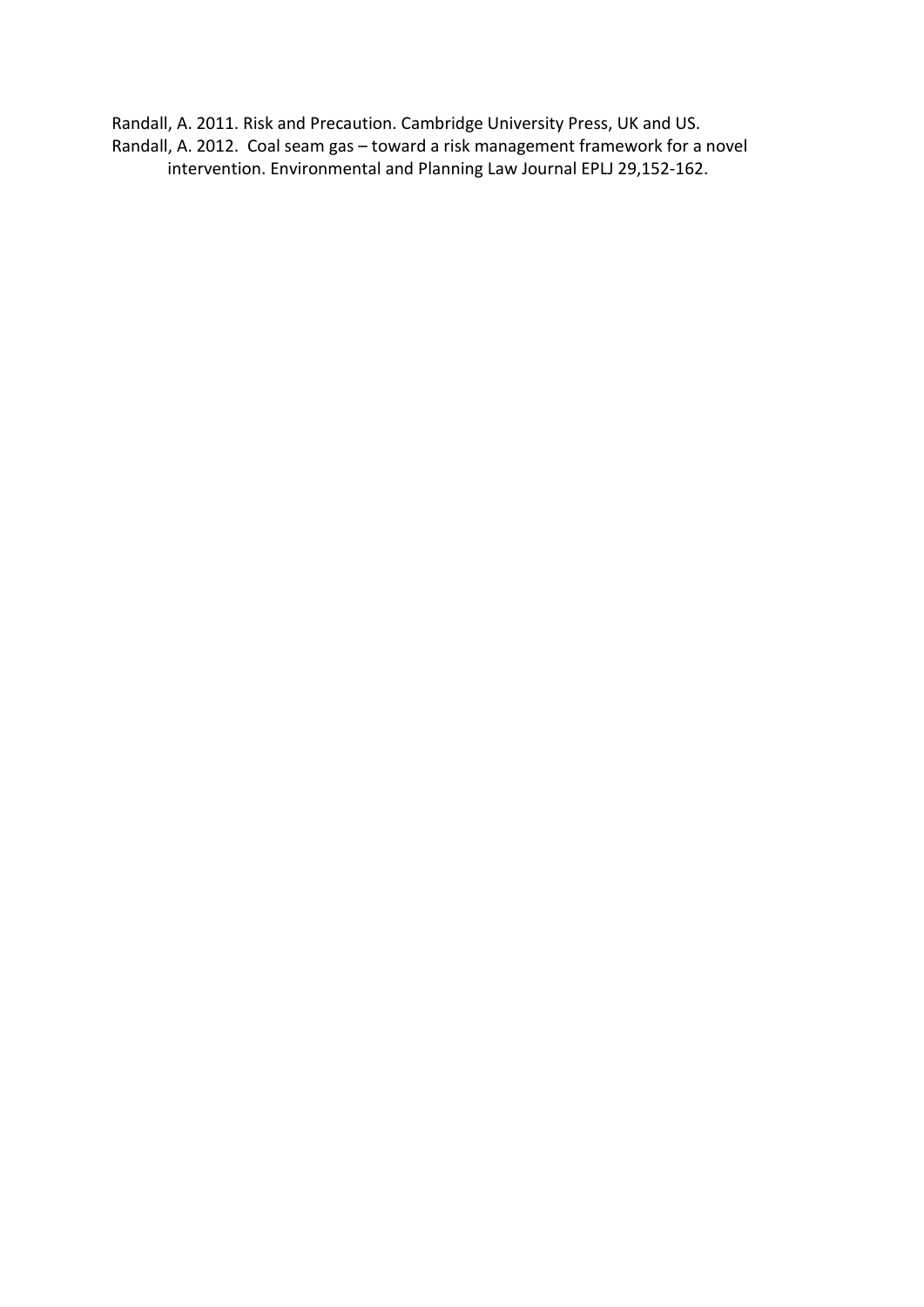Randall, A. 2011. Risk and Precaution. Cambridge University Press, UK and US.

Randall, A. 2012. Coal seam gas – toward a risk management framework for a novel intervention. Environmental and Planning Law Journal EPLJ 29,152-162.